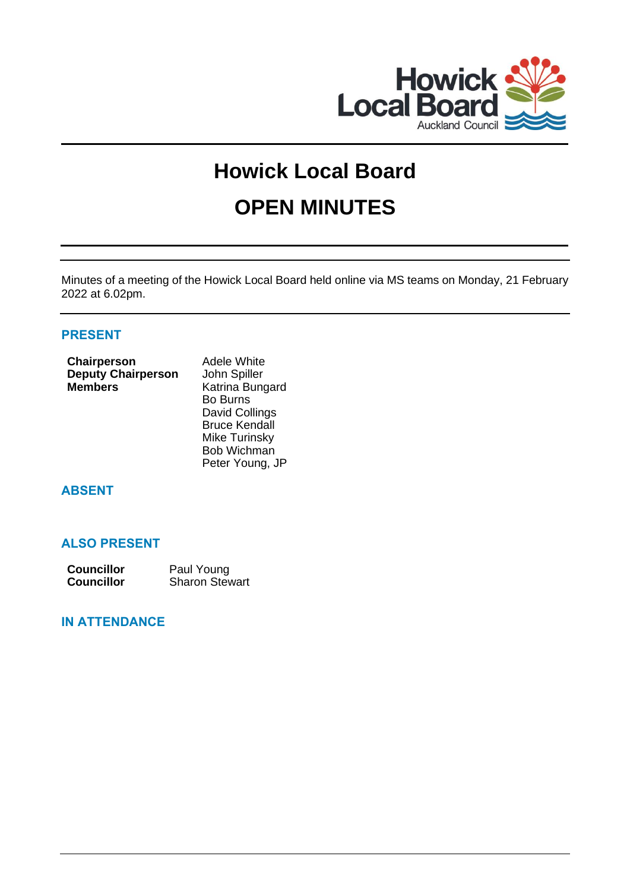Howick Local Board
Auckland Council

# Howick Local Board

# OPEN MINUTES

Minutes of a meeting of the Howick Local Board held online via MS teams on Monday, 21 February 2022 at 6.02pm.

## PRESENT

| | |
|---|---|
| **Chairperson** | Adele White |
| **Deputy Chairperson** | John Spiller |
| **Members** | Katrina Bungard |
| | Bo Burns |
| | David Collings |
| | Bruce Kendall |
| | Mike Turinsky |
| | Bob Wichman |
| | Peter Young, JP |

## ABSENT

## ALSO PRESENT

| | |
|---|---|
| **Councillor** | Paul Young |
| **Councillor** | Sharon Stewart |

## IN ATTENDANCE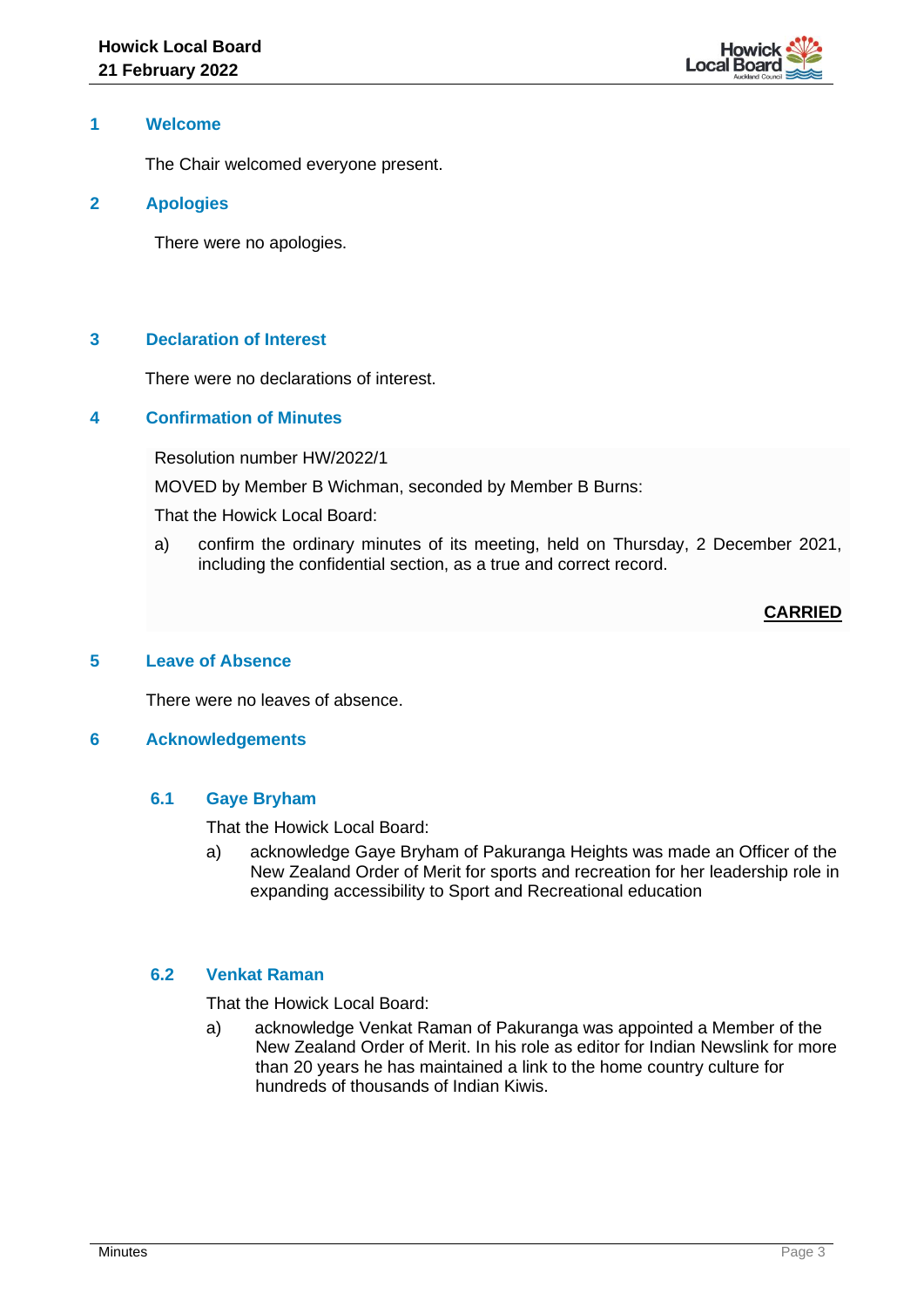## 1 Welcome

The Chair welcomed everyone present.

## 2 Apologies

There were no apologies.

## 3 Declaration of Interest

There were no declarations of interest.

## 4 Confirmation of Minutes

Resolution number HW/2022/1

MOVED by Member B Wichman, seconded by Member B Burns:

That the Howick Local Board:

a) confirm the ordinary minutes of its meeting, held on Thursday, 2 December 2021, including the confidential section, as a true and correct record.

**CARRIED**

## 5 Leave of Absence

There were no leaves of absence.

## 6 Acknowledgements

### 6.1 Gaye Bryham

That the Howick Local Board:

a) acknowledge Gaye Bryham of Pakuranga Heights was made an Officer of the New Zealand Order of Merit for sports and recreation for her leadership role in expanding accessibility to Sport and Recreational education

### 6.2 Venkat Raman

That the Howick Local Board:

a) acknowledge Venkat Raman of Pakuranga was appointed a Member of the New Zealand Order of Merit. In his role as editor for Indian Newslink for more than 20 years he has maintained a link to the home country culture for hundreds of thousands of Indian Kiwis.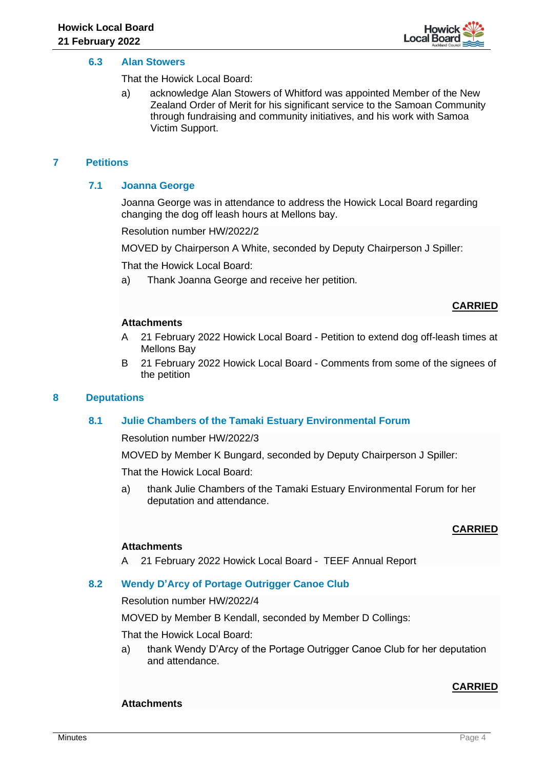### 6.3 Alan Stowers

That the Howick Local Board:

a) acknowledge Alan Stowers of Whitford was appointed Member of the New Zealand Order of Merit for his significant service to the Samoan Community through fundraising and community initiatives, and his work with Samoa Victim Support.

## 7 Petitions

### 7.1 Joanna George

Joanna George was in attendance to address the Howick Local Board regarding changing the dog off leash hours at Mellons bay.

Resolution number HW/2022/2

MOVED by Chairperson A White, seconded by Deputy Chairperson J Spiller:

That the Howick Local Board:

a) Thank Joanna George and receive her petition.

**CARRIED**

**Attachments**

A 21 February 2022 Howick Local Board - Petition to extend dog off-leash times at Mellons Bay

B 21 February 2022 Howick Local Board - Comments from some of the signees of the petition

## 8 Deputations

### 8.1 Julie Chambers of the Tamaki Estuary Environmental Forum

Resolution number HW/2022/3

MOVED by Member K Bungard, seconded by Deputy Chairperson J Spiller:

That the Howick Local Board:

a) thank Julie Chambers of the Tamaki Estuary Environmental Forum for her deputation and attendance.

**CARRIED**

**Attachments**

A 21 February 2022 Howick Local Board - TEEF Annual Report

### 8.2 Wendy D'Arcy of Portage Outrigger Canoe Club

Resolution number HW/2022/4

MOVED by Member B Kendall, seconded by Member D Collings:

That the Howick Local Board:

a) thank Wendy D'Arcy of the Portage Outrigger Canoe Club for her deputation and attendance.

**CARRIED**

**Attachments**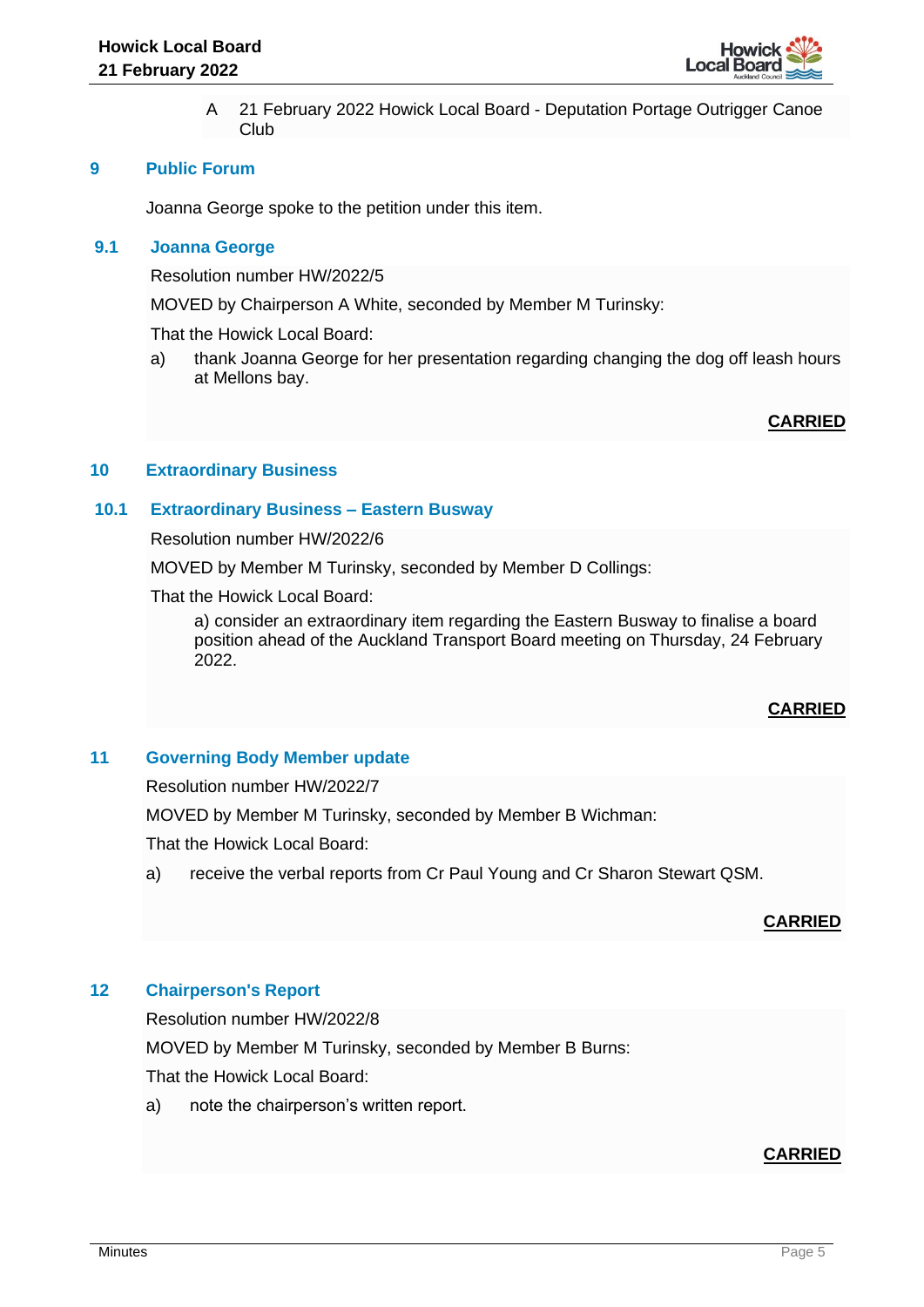A 21 February 2022 Howick Local Board - Deputation Portage Outrigger Canoe Club

## 9 Public Forum

Joanna George spoke to the petition under this item.

### 9.1 Joanna George

Resolution number HW/2022/5

MOVED by Chairperson A White, seconded by Member M Turinsky:

That the Howick Local Board:

a) thank Joanna George for her presentation regarding changing the dog off leash hours at Mellons bay.

**CARRIED**

## 10 Extraordinary Business

### 10.1 Extraordinary Business – Eastern Busway

Resolution number HW/2022/6

MOVED by Member M Turinsky, seconded by Member D Collings:

That the Howick Local Board:

a) consider an extraordinary item regarding the Eastern Busway to finalise a board position ahead of the Auckland Transport Board meeting on Thursday, 24 February 2022.

**CARRIED**

## 11 Governing Body Member update

Resolution number HW/2022/7

MOVED by Member M Turinsky, seconded by Member B Wichman:

That the Howick Local Board:

a) receive the verbal reports from Cr Paul Young and Cr Sharon Stewart QSM.

**CARRIED**

## 12 Chairperson's Report

Resolution number HW/2022/8

MOVED by Member M Turinsky, seconded by Member B Burns:

That the Howick Local Board:

a) note the chairperson's written report.

**CARRIED**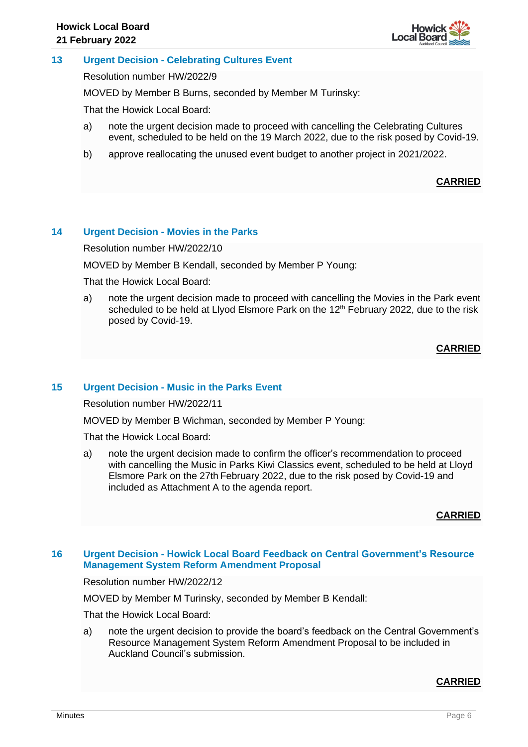## 13 Urgent Decision - Celebrating Cultures Event

Resolution number HW/2022/9

MOVED by Member B Burns, seconded by Member M Turinsky:

That the Howick Local Board:

a) note the urgent decision made to proceed with cancelling the Celebrating Cultures event, scheduled to be held on the 19 March 2022, due to the risk posed by Covid-19.

b) approve reallocating the unused event budget to another project in 2021/2022.

**CARRIED**

## 14 Urgent Decision - Movies in the Parks

Resolution number HW/2022/10

MOVED by Member B Kendall, seconded by Member P Young:

That the Howick Local Board:

a) note the urgent decision made to proceed with cancelling the Movies in the Park event scheduled to be held at Llyod Elsmore Park on the 12th February 2022, due to the risk posed by Covid-19.

**CARRIED**

## 15 Urgent Decision - Music in the Parks Event

Resolution number HW/2022/11

MOVED by Member B Wichman, seconded by Member P Young:

That the Howick Local Board:

a) note the urgent decision made to confirm the officer's recommendation to proceed with cancelling the Music in Parks Kiwi Classics event, scheduled to be held at Lloyd Elsmore Park on the 27th February 2022, due to the risk posed by Covid-19 and included as Attachment A to the agenda report.

**CARRIED**

## 16 Urgent Decision - Howick Local Board Feedback on Central Government's Resource Management System Reform Amendment Proposal

Resolution number HW/2022/12

MOVED by Member M Turinsky, seconded by Member B Kendall:

That the Howick Local Board:

a) note the urgent decision to provide the board's feedback on the Central Government's Resource Management System Reform Amendment Proposal to be included in Auckland Council's submission.

**CARRIED**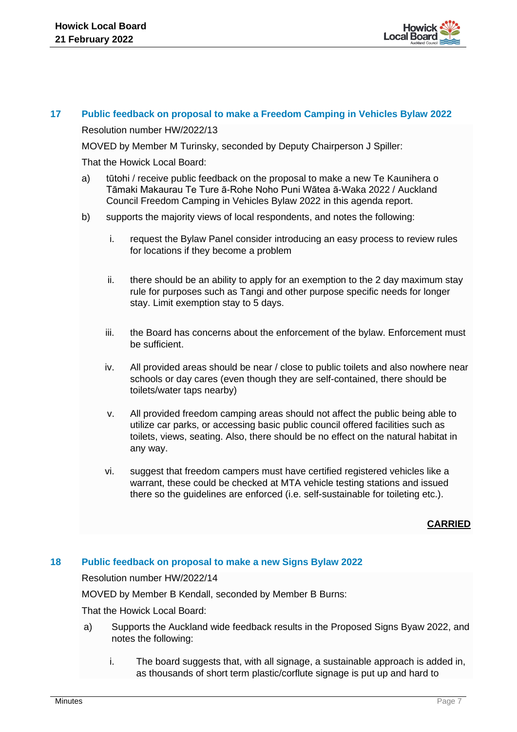## 17 Public feedback on proposal to make a Freedom Camping in Vehicles Bylaw 2022

Resolution number HW/2022/13

MOVED by Member M Turinsky, seconded by Deputy Chairperson J Spiller:

That the Howick Local Board:

a) tūtohi / receive public feedback on the proposal to make a new Te Kaunihera o Tāmaki Makaurau Te Ture ā-Rohe Noho Puni Wātea ā-Waka 2022 / Auckland Council Freedom Camping in Vehicles Bylaw 2022 in this agenda report.

b) supports the majority views of local respondents, and notes the following:

   i. request the Bylaw Panel consider introducing an easy process to review rules for locations if they become a problem

   ii. there should be an ability to apply for an exemption to the 2 day maximum stay rule for purposes such as Tangi and other purpose specific needs for longer stay. Limit exemption stay to 5 days.

   iii. the Board has concerns about the enforcement of the bylaw. Enforcement must be sufficient.

   iv. All provided areas should be near / close to public toilets and also nowhere near schools or day cares (even though they are self-contained, there should be toilets/water taps nearby)

   v. All provided freedom camping areas should not affect the public being able to utilize car parks, or accessing basic public council offered facilities such as toilets, views, seating. Also, there should be no effect on the natural habitat in any way.

   vi. suggest that freedom campers must have certified registered vehicles like a warrant, these could be checked at MTA vehicle testing stations and issued there so the guidelines are enforced (i.e. self-sustainable for toileting etc.).

**CARRIED**

## 18 Public feedback on proposal to make a new Signs Bylaw 2022

Resolution number HW/2022/14

MOVED by Member B Kendall, seconded by Member B Burns:

That the Howick Local Board:

a) Supports the Auckland wide feedback results in the Proposed Signs Byaw 2022, and notes the following:

   i. The board suggests that, with all signage, a sustainable approach is added in, as thousands of short term plastic/corflute signage is put up and hard to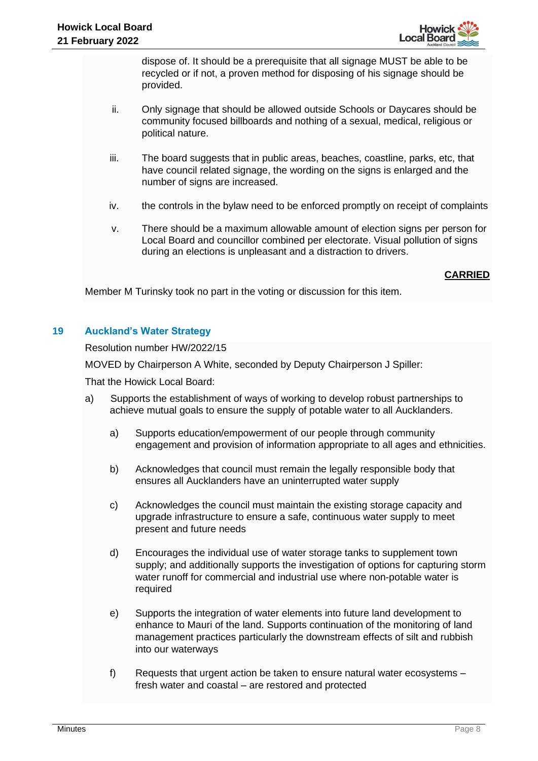dispose of. It should be a prerequisite that all signage MUST be able to be recycled or if not, a proven method for disposing of his signage should be provided.

ii. Only signage that should be allowed outside Schools or Daycares should be community focused billboards and nothing of a sexual, medical, religious or political nature.

iii. The board suggests that in public areas, beaches, coastline, parks, etc, that have council related signage, the wording on the signs is enlarged and the number of signs are increased.

iv. the controls in the bylaw need to be enforced promptly on receipt of complaints

v. There should be a maximum allowable amount of election signs per person for Local Board and councillor combined per electorate. Visual pollution of signs during an elections is unpleasant and a distraction to drivers.

**CARRIED**

Member M Turinsky took no part in the voting or discussion for this item.

## 19 Auckland's Water Strategy

Resolution number HW/2022/15

MOVED by Chairperson A White, seconded by Deputy Chairperson J Spiller:

That the Howick Local Board:

a) Supports the establishment of ways of working to develop robust partnerships to achieve mutual goals to ensure the supply of potable water to all Aucklanders.

   a) Supports education/empowerment of our people through community engagement and provision of information appropriate to all ages and ethnicities.

   b) Acknowledges that council must remain the legally responsible body that ensures all Aucklanders have an uninterrupted water supply

   c) Acknowledges the council must maintain the existing storage capacity and upgrade infrastructure to ensure a safe, continuous water supply to meet present and future needs

   d) Encourages the individual use of water storage tanks to supplement town supply; and additionally supports the investigation of options for capturing storm water runoff for commercial and industrial use where non-potable water is required

   e) Supports the integration of water elements into future land development to enhance to Mauri of the land. Supports continuation of the monitoring of land management practices particularly the downstream effects of silt and rubbish into our waterways

   f) Requests that urgent action be taken to ensure natural water ecosystems – fresh water and coastal – are restored and protected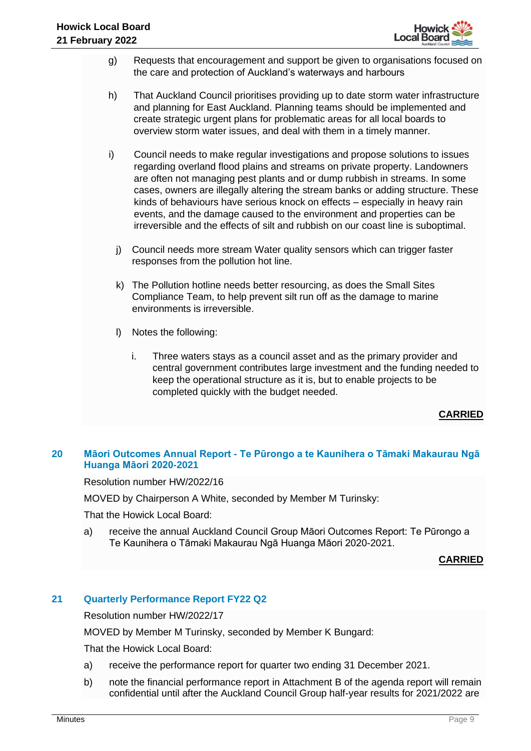g) Requests that encouragement and support be given to organisations focused on the care and protection of Auckland's waterways and harbours

h) That Auckland Council prioritises providing up to date storm water infrastructure and planning for East Auckland. Planning teams should be implemented and create strategic urgent plans for problematic areas for all local boards to overview storm water issues, and deal with them in a timely manner.

i) Council needs to make regular investigations and propose solutions to issues regarding overland flood plains and streams on private property. Landowners are often not managing pest plants and or dump rubbish in streams. In some cases, owners are illegally altering the stream banks or adding structure. These kinds of behaviours have serious knock on effects – especially in heavy rain events, and the damage caused to the environment and properties can be irreversible and the effects of silt and rubbish on our coast line is suboptimal.

j) Council needs more stream Water quality sensors which can trigger faster responses from the pollution hot line.

k) The Pollution hotline needs better resourcing, as does the Small Sites Compliance Team, to help prevent silt run off as the damage to marine environments is irreversible.

l) Notes the following:

   i. Three waters stays as a council asset and as the primary provider and central government contributes large investment and the funding needed to keep the operational structure as it is, but to enable projects to be completed quickly with the budget needed.

**CARRIED**

## 20 Māori Outcomes Annual Report - Te Pūrongo a te Kaunihera o Tāmaki Makaurau Ngā Huanga Māori 2020-2021

Resolution number HW/2022/16

MOVED by Chairperson A White, seconded by Member M Turinsky:

That the Howick Local Board:

a) receive the annual Auckland Council Group Māori Outcomes Report: Te Pūrongo a Te Kaunihera o Tāmaki Makaurau Ngā Huanga Māori 2020-2021.

**CARRIED**

## 21 Quarterly Performance Report FY22 Q2

Resolution number HW/2022/17

MOVED by Member M Turinsky, seconded by Member K Bungard:

That the Howick Local Board:

a) receive the performance report for quarter two ending 31 December 2021.

b) note the financial performance report in Attachment B of the agenda report will remain confidential until after the Auckland Council Group half-year results for 2021/2022 are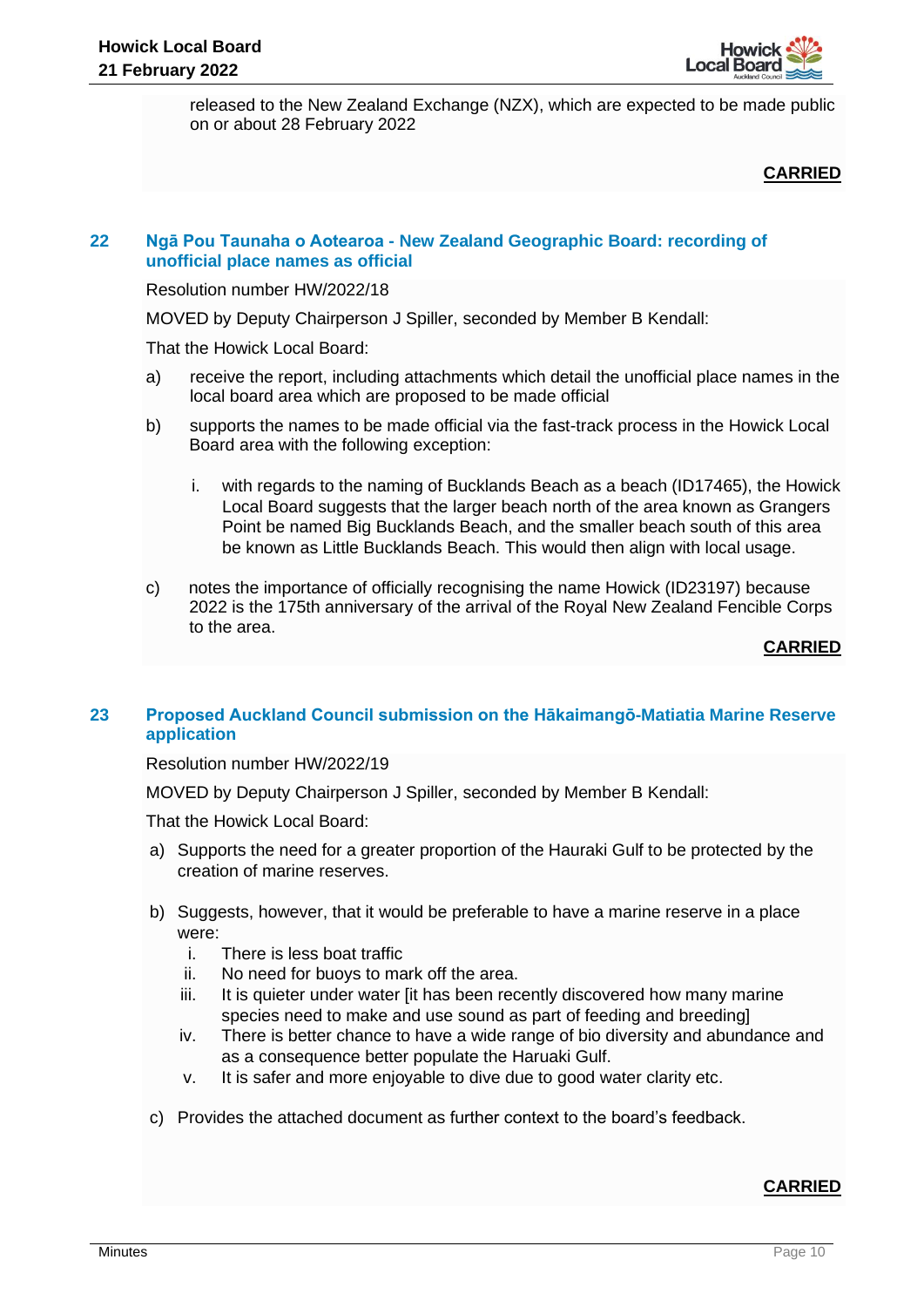released to the New Zealand Exchange (NZX), which are expected to be made public on or about 28 February 2022

**CARRIED**

## 22 Ngā Pou Taunaha o Aotearoa - New Zealand Geographic Board: recording of unofficial place names as official

Resolution number HW/2022/18

MOVED by Deputy Chairperson J Spiller, seconded by Member B Kendall:

That the Howick Local Board:

a) receive the report, including attachments which detail the unofficial place names in the local board area which are proposed to be made official

b) supports the names to be made official via the fast-track process in the Howick Local Board area with the following exception:

   i. with regards to the naming of Bucklands Beach as a beach (ID17465), the Howick Local Board suggests that the larger beach north of the area known as Grangers Point be named Big Bucklands Beach, and the smaller beach south of this area be known as Little Bucklands Beach. This would then align with local usage.

c) notes the importance of officially recognising the name Howick (ID23197) because 2022 is the 175th anniversary of the arrival of the Royal New Zealand Fencible Corps to the area.

**CARRIED**

## 23 Proposed Auckland Council submission on the Hākaimangō-Matiatia Marine Reserve application

Resolution number HW/2022/19

MOVED by Deputy Chairperson J Spiller, seconded by Member B Kendall:

That the Howick Local Board:

a) Supports the need for a greater proportion of the Hauraki Gulf to be protected by the creation of marine reserves.

b) Suggests, however, that it would be preferable to have a marine reserve in a place were:

   i. There is less boat traffic
   ii. No need for buoys to mark off the area.
   iii. It is quieter under water [it has been recently discovered how many marine species need to make and use sound as part of feeding and breeding]
   iv. There is better chance to have a wide range of bio diversity and abundance and as a consequence better populate the Haruaki Gulf.
   v. It is safer and more enjoyable to dive due to good water clarity etc.

c) Provides the attached document as further context to the board's feedback.

**CARRIED**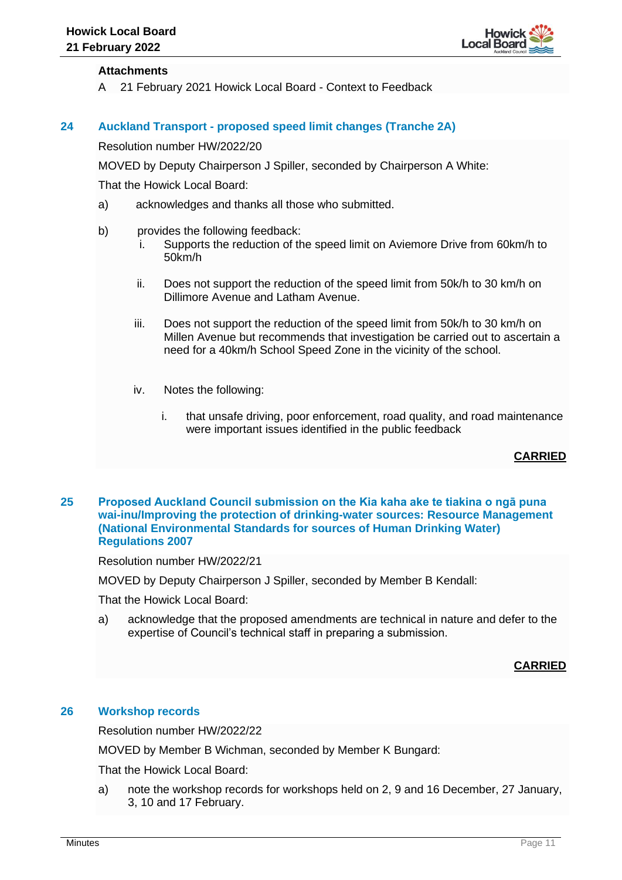**Attachments**

A 21 February 2021 Howick Local Board - Context to Feedback

## 24 Auckland Transport - proposed speed limit changes (Tranche 2A)

Resolution number HW/2022/20

MOVED by Deputy Chairperson J Spiller, seconded by Chairperson A White:

That the Howick Local Board:

a) acknowledges and thanks all those who submitted.

b) provides the following feedback:

   i. Supports the reduction of the speed limit on Aviemore Drive from 60km/h to 50km/h

   ii. Does not support the reduction of the speed limit from 50k/h to 30 km/h on Dillimore Avenue and Latham Avenue.

   iii. Does not support the reduction of the speed limit from 50k/h to 30 km/h on Millen Avenue but recommends that investigation be carried out to ascertain a need for a 40km/h School Speed Zone in the vicinity of the school.

   iv. Notes the following:

      i. that unsafe driving, poor enforcement, road quality, and road maintenance were important issues identified in the public feedback

**CARRIED**

## 25 Proposed Auckland Council submission on the Kia kaha ake te tiakina o ngā puna wai-inu/Improving the protection of drinking-water sources: Resource Management (National Environmental Standards for sources of Human Drinking Water) Regulations 2007

Resolution number HW/2022/21

MOVED by Deputy Chairperson J Spiller, seconded by Member B Kendall:

That the Howick Local Board:

a) acknowledge that the proposed amendments are technical in nature and defer to the expertise of Council's technical staff in preparing a submission.

**CARRIED**

## 26 Workshop records

Resolution number HW/2022/22

MOVED by Member B Wichman, seconded by Member K Bungard:

That the Howick Local Board:

a) note the workshop records for workshops held on 2, 9 and 16 December, 27 January, 3, 10 and 17 February.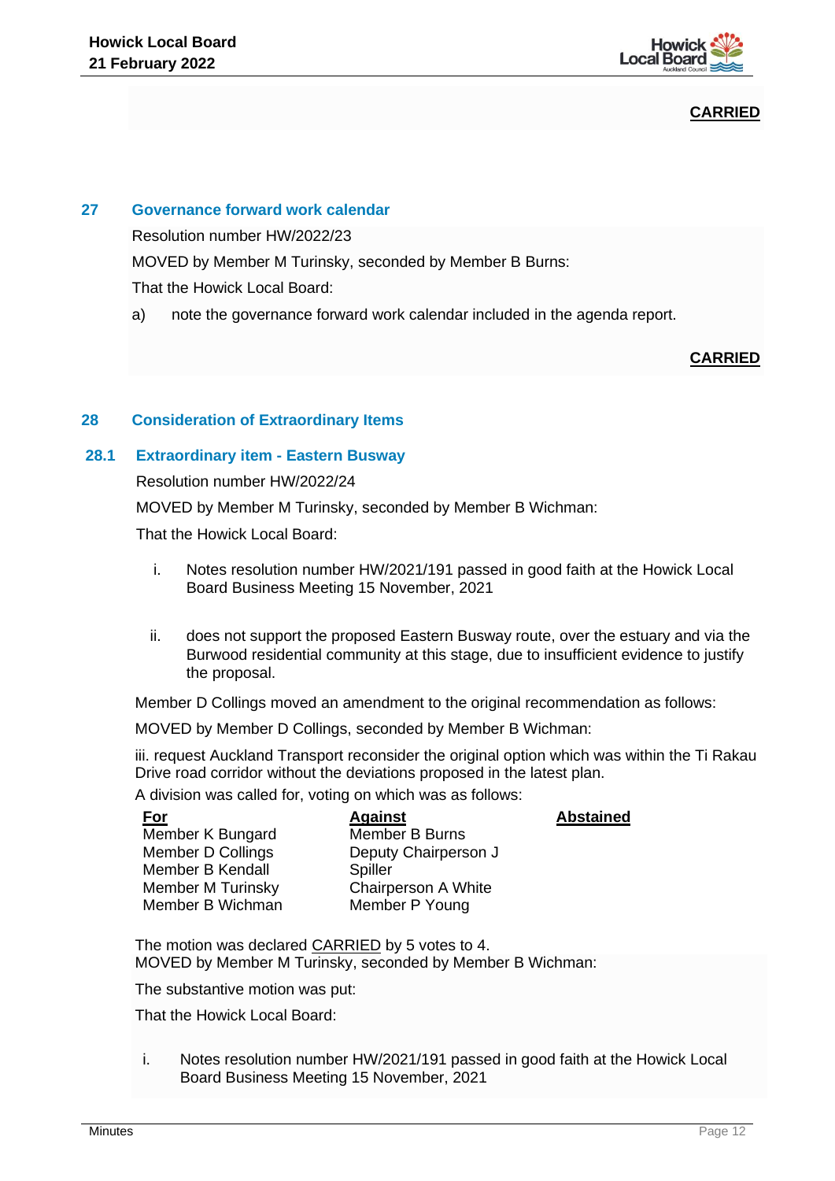**CARRIED**

## 27 Governance forward work calendar

Resolution number HW/2022/23

MOVED by Member M Turinsky, seconded by Member B Burns:

That the Howick Local Board:

a) note the governance forward work calendar included in the agenda report.

**CARRIED**

## 28 Consideration of Extraordinary Items

### 28.1 Extraordinary item - Eastern Busway

Resolution number HW/2022/24

MOVED by Member M Turinsky, seconded by Member B Wichman:

That the Howick Local Board:

i. Notes resolution number HW/2021/191 passed in good faith at the Howick Local Board Business Meeting 15 November, 2021

ii. does not support the proposed Eastern Busway route, over the estuary and via the Burwood residential community at this stage, due to insufficient evidence to justify the proposal.

Member D Collings moved an amendment to the original recommendation as follows:

MOVED by Member D Collings, seconded by Member B Wichman:

iii. request Auckland Transport reconsider the original option which was within the Ti Rakau Drive road corridor without the deviations proposed in the latest plan.

A division was called for, voting on which was as follows:

| For | Against | Abstained |
|---|---|---|
| Member K Bungard | Member B Burns | |
| Member D Collings | Deputy Chairperson J Spiller | |
| Member B Kendall | Chairperson A White | |
| Member M Turinsky | Member P Young | |
| Member B Wichman | | |

The motion was declared CARRIED by 5 votes to 4.

MOVED by Member M Turinsky, seconded by Member B Wichman:

The substantive motion was put:

That the Howick Local Board:

i. Notes resolution number HW/2021/191 passed in good faith at the Howick Local Board Business Meeting 15 November, 2021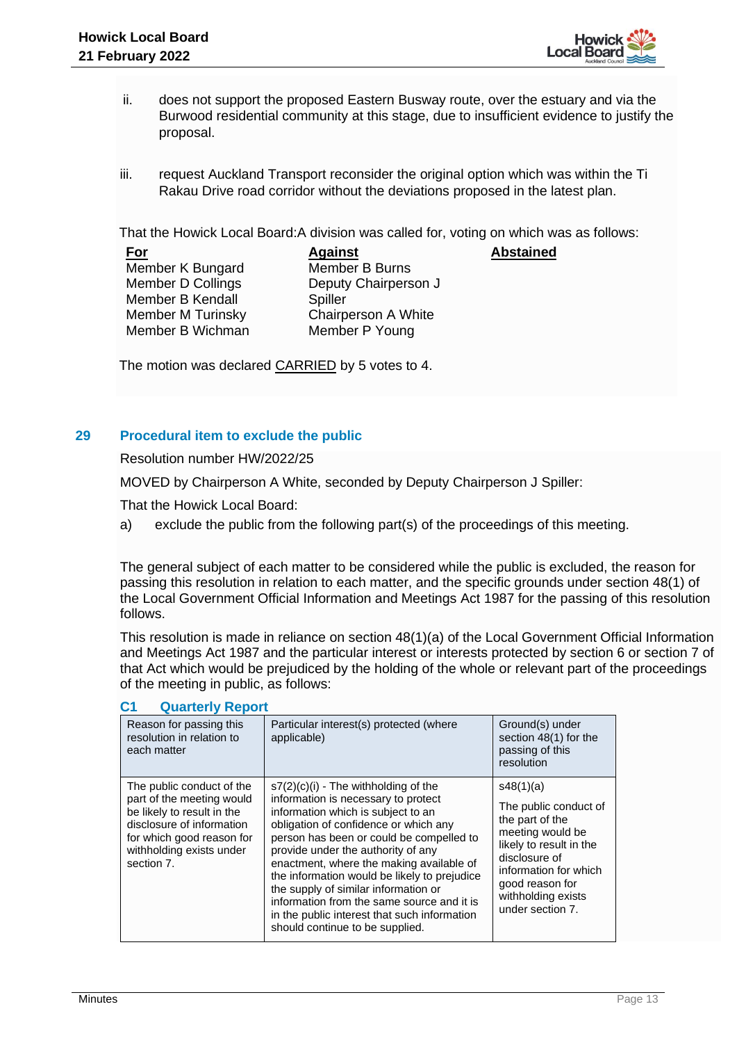ii. does not support the proposed Eastern Busway route, over the estuary and via the Burwood residential community at this stage, due to insufficient evidence to justify the proposal.

iii. request Auckland Transport reconsider the original option which was within the Ti Rakau Drive road corridor without the deviations proposed in the latest plan.

That the Howick Local Board:A division was called for, voting on which was as follows:

| **For** | **Against** | **Abstained** |
|---|---|---|
| Member K Bungard | Member B Burns | |
| Member D Collings | Deputy Chairperson J Spiller | |
| Member B Kendall | Chairperson A White | |
| Member M Turinsky | Member P Young | |
| Member B Wichman | | |

The motion was declared CARRIED by 5 votes to 4.

## 29 Procedural item to exclude the public

Resolution number HW/2022/25

MOVED by Chairperson A White, seconded by Deputy Chairperson J Spiller:

That the Howick Local Board:

a) exclude the public from the following part(s) of the proceedings of this meeting.

The general subject of each matter to be considered while the public is excluded, the reason for passing this resolution in relation to each matter, and the specific grounds under section 48(1) of the Local Government Official Information and Meetings Act 1987 for the passing of this resolution follows.

This resolution is made in reliance on section 48(1)(a) of the Local Government Official Information and Meetings Act 1987 and the particular interest or interests protected by section 6 or section 7 of that Act which would be prejudiced by the holding of the whole or relevant part of the proceedings of the meeting in public, as follows:

### C1 Quarterly Report

| Reason for passing this resolution in relation to each matter | Particular interest(s) protected (where applicable) | Ground(s) under section 48(1) for the passing of this resolution |
|---|---|---|
| The public conduct of the part of the meeting would be likely to result in the disclosure of information for which good reason for withholding exists under section 7. | s7(2)(c)(i) - The withholding of the information is necessary to protect information which is subject to an obligation of confidence or which any person has been or could be compelled to provide under the authority of any enactment, where the making available of the information would be likely to prejudice the supply of similar information or information from the same source and it is in the public interest that such information should continue to be supplied. | s48(1)(a) The public conduct of the part of the meeting would be likely to result in the disclosure of information for which good reason for withholding exists under section 7. |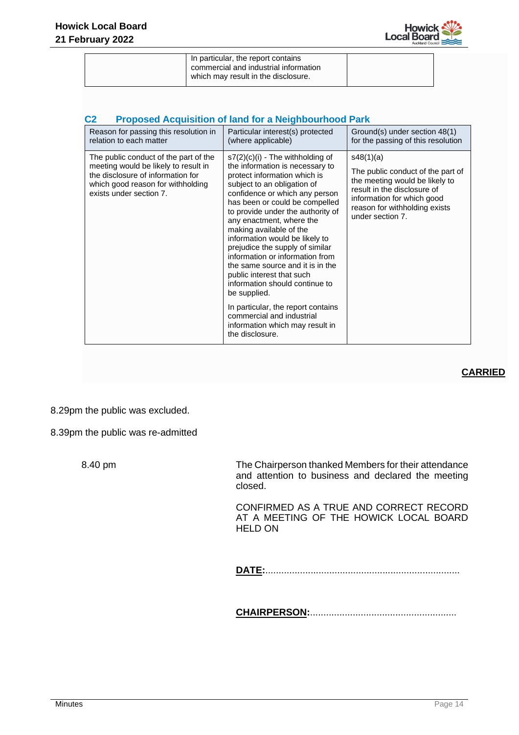| | In particular, the report contains commercial and industrial information which may result in the disclosure. | |
|---|---|---|

### C2 Proposed Acquisition of land for a Neighbourhood Park

| Reason for passing this resolution in relation to each matter | Particular interest(s) protected (where applicable) | Ground(s) under section 48(1) for the passing of this resolution |
|---|---|---|
| The public conduct of the part of the meeting would be likely to result in the disclosure of information for which good reason for withholding exists under section 7. | s7(2)(c)(i) - The withholding of the information is necessary to protect information which is subject to an obligation of confidence or which any person has been or could be compelled to provide under the authority of any enactment, where the making available of the information would be likely to prejudice the supply of similar information or information from the same source and it is in the public interest that such information should continue to be supplied.<br><br>In particular, the report contains commercial and industrial information which may result in the disclosure. | s48(1)(a)<br><br>The public conduct of the part of the meeting would be likely to result in the disclosure of information for which good reason for withholding exists under section 7. |

**CARRIED**

8.29pm the public was excluded.

8.39pm the public was re-admitted

8.40 pm

The Chairperson thanked Members for their attendance and attention to business and declared the meeting closed.

CONFIRMED AS A TRUE AND CORRECT RECORD AT A MEETING OF THE HOWICK LOCAL BOARD HELD ON

**DATE:**.........................................................................

**CHAIRPERSON:**.......................................................